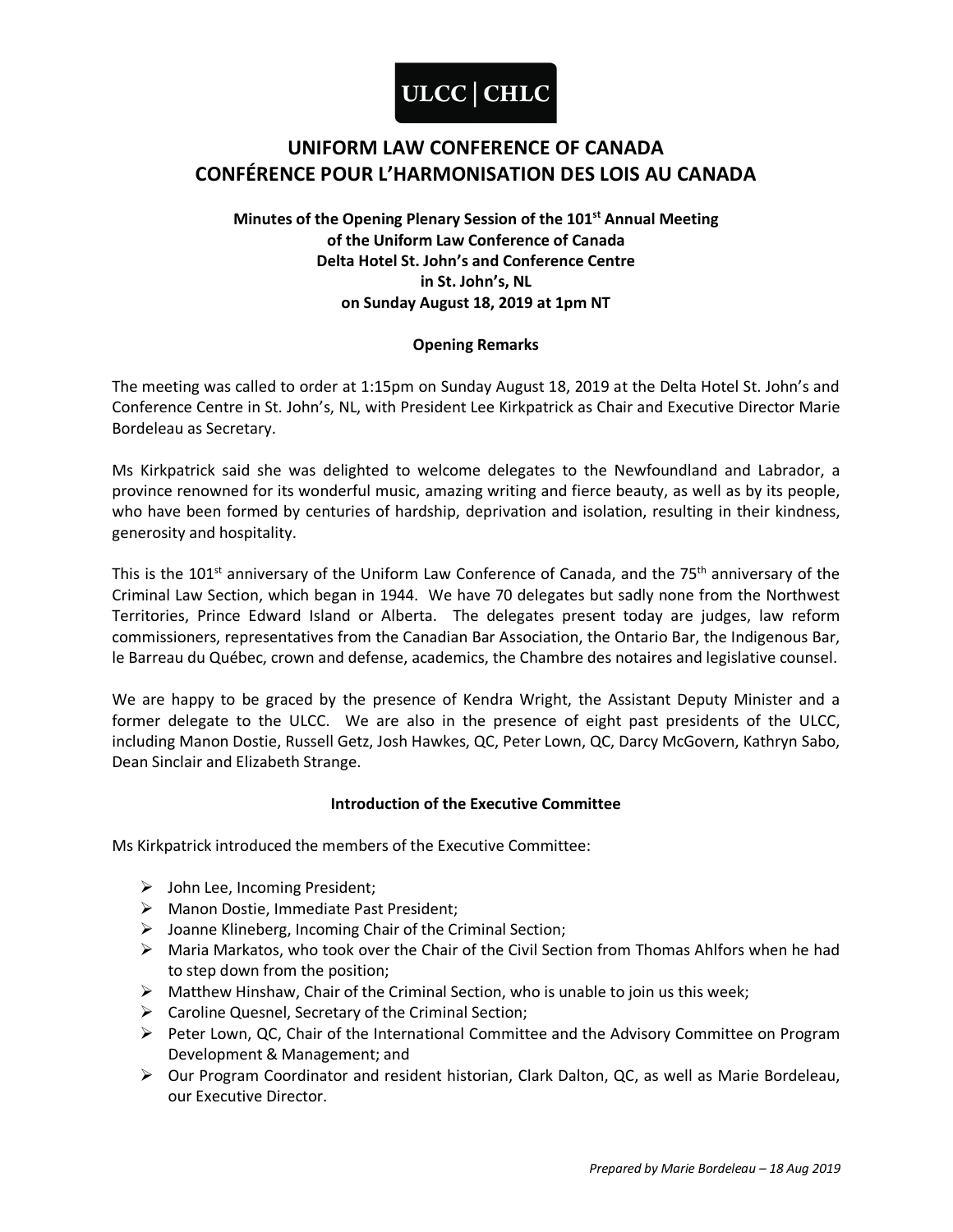ULCC | CHLC

# UNIFORM LAW CONFERENCE OF CANADA
# CONFÉRENCE POUR L'HARMONISATION DES LOIS AU CANADA

**Minutes of the Opening Plenary Session of the 101st Annual Meeting of the Uniform Law Conference of Canada Delta Hotel St. John's and Conference Centre in St. John's, NL on Sunday August 18, 2019 at 1pm NT**

## Opening Remarks

The meeting was called to order at 1:15pm on Sunday August 18, 2019 at the Delta Hotel St. John's and Conference Centre in St. John's, NL, with President Lee Kirkpatrick as Chair and Executive Director Marie Bordeleau as Secretary.

Ms Kirkpatrick said she was delighted to welcome delegates to the Newfoundland and Labrador, a province renowned for its wonderful music, amazing writing and fierce beauty, as well as by its people, who have been formed by centuries of hardship, deprivation and isolation, resulting in their kindness, generosity and hospitality.

This is the 101st anniversary of the Uniform Law Conference of Canada, and the 75th anniversary of the Criminal Law Section, which began in 1944. We have 70 delegates but sadly none from the Northwest Territories, Prince Edward Island or Alberta. The delegates present today are judges, law reform commissioners, representatives from the Canadian Bar Association, the Ontario Bar, the Indigenous Bar, le Barreau du Québec, crown and defense, academics, the Chambre des notaires and legislative counsel.

We are happy to be graced by the presence of Kendra Wright, the Assistant Deputy Minister and a former delegate to the ULCC. We are also in the presence of eight past presidents of the ULCC, including Manon Dostie, Russell Getz, Josh Hawkes, QC, Peter Lown, QC, Darcy McGovern, Kathryn Sabo, Dean Sinclair and Elizabeth Strange.

## Introduction of the Executive Committee

Ms Kirkpatrick introduced the members of the Executive Committee:

- John Lee, Incoming President;
- Manon Dostie, Immediate Past President;
- Joanne Klineberg, Incoming Chair of the Criminal Section;
- Maria Markatos, who took over the Chair of the Civil Section from Thomas Ahlfors when he had to step down from the position;
- Matthew Hinshaw, Chair of the Criminal Section, who is unable to join us this week;
- Caroline Quesnel, Secretary of the Criminal Section;
- Peter Lown, QC, Chair of the International Committee and the Advisory Committee on Program Development & Management; and
- Our Program Coordinator and resident historian, Clark Dalton, QC, as well as Marie Bordeleau, our Executive Director.

*Prepared by Marie Bordeleau – 18 Aug 2019*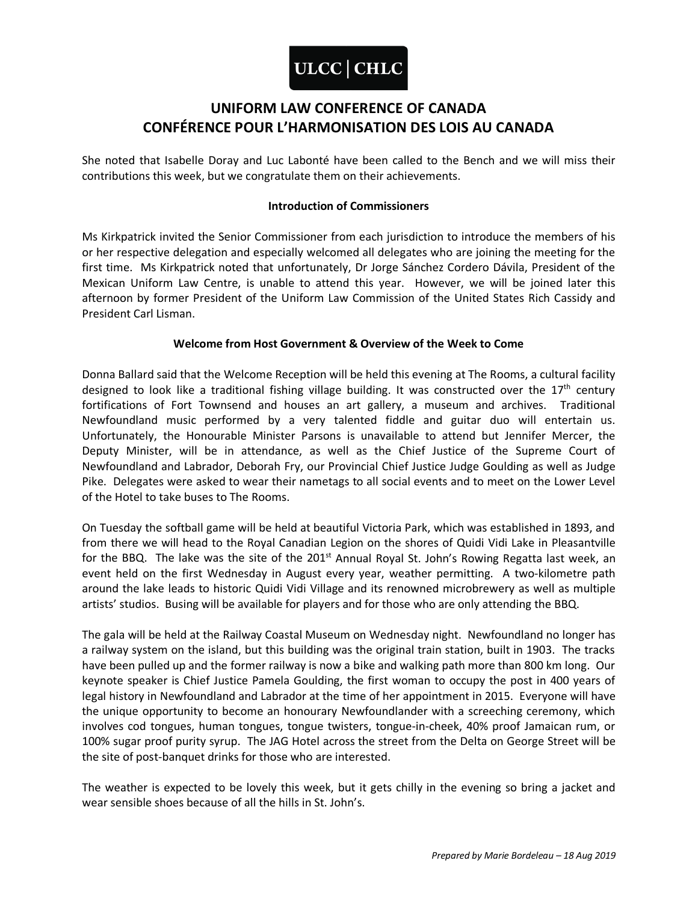# UNIFORM LAW CONFERENCE OF CANADA
# CONFÉRENCE POUR L'HARMONISATION DES LOIS AU CANADA

She noted that Isabelle Doray and Luc Labonté have been called to the Bench and we will miss their contributions this week, but we congratulate them on their achievements.

**Introduction of Commissioners**

Ms Kirkpatrick invited the Senior Commissioner from each jurisdiction to introduce the members of his or her respective delegation and especially welcomed all delegates who are joining the meeting for the first time. Ms Kirkpatrick noted that unfortunately, Dr Jorge Sánchez Cordero Dávila, President of the Mexican Uniform Law Centre, is unable to attend this year. However, we will be joined later this afternoon by former President of the Uniform Law Commission of the United States Rich Cassidy and President Carl Lisman.

**Welcome from Host Government & Overview of the Week to Come**

Donna Ballard said that the Welcome Reception will be held this evening at The Rooms, a cultural facility designed to look like a traditional fishing village building. It was constructed over the 17th century fortifications of Fort Townsend and houses an art gallery, a museum and archives. Traditional Newfoundland music performed by a very talented fiddle and guitar duo will entertain us. Unfortunately, the Honourable Minister Parsons is unavailable to attend but Jennifer Mercer, the Deputy Minister, will be in attendance, as well as the Chief Justice of the Supreme Court of Newfoundland and Labrador, Deborah Fry, our Provincial Chief Justice Judge Goulding as well as Judge Pike. Delegates were asked to wear their nametags to all social events and to meet on the Lower Level of the Hotel to take buses to The Rooms.

On Tuesday the softball game will be held at beautiful Victoria Park, which was established in 1893, and from there we will head to the Royal Canadian Legion on the shores of Quidi Vidi Lake in Pleasantville for the BBQ. The lake was the site of the 201st Annual Royal St. John's Rowing Regatta last week, an event held on the first Wednesday in August every year, weather permitting. A two-kilometre path around the lake leads to historic Quidi Vidi Village and its renowned microbrewery as well as multiple artists' studios. Busing will be available for players and for those who are only attending the BBQ.

The gala will be held at the Railway Coastal Museum on Wednesday night. Newfoundland no longer has a railway system on the island, but this building was the original train station, built in 1903. The tracks have been pulled up and the former railway is now a bike and walking path more than 800 km long. Our keynote speaker is Chief Justice Pamela Goulding, the first woman to occupy the post in 400 years of legal history in Newfoundland and Labrador at the time of her appointment in 2015. Everyone will have the unique opportunity to become an honourary Newfoundlander with a screeching ceremony, which involves cod tongues, human tongues, tongue twisters, tongue-in-cheek, 40% proof Jamaican rum, or 100% sugar proof purity syrup. The JAG Hotel across the street from the Delta on George Street will be the site of post-banquet drinks for those who are interested.

The weather is expected to be lovely this week, but it gets chilly in the evening so bring a jacket and wear sensible shoes because of all the hills in St. John's.

*Prepared by Marie Bordeleau – 18 Aug 2019*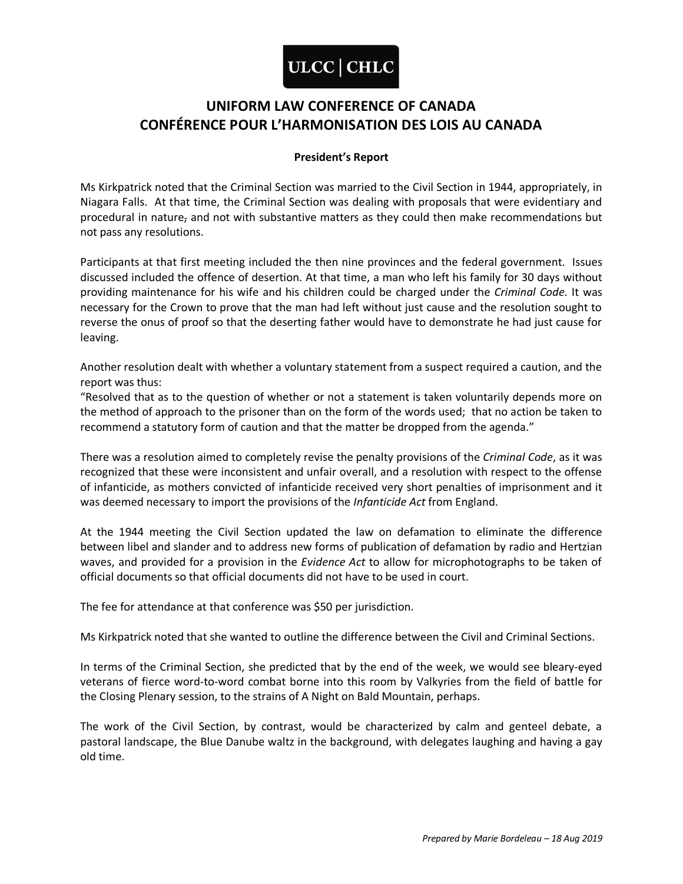# UNIFORM LAW CONFERENCE OF CANADA
# CONFÉRENCE POUR L'HARMONISATION DES LOIS AU CANADA

**President's Report**

Ms Kirkpatrick noted that the Criminal Section was married to the Civil Section in 1944, appropriately, in Niagara Falls. At that time, the Criminal Section was dealing with proposals that were evidentiary and procedural in nature, and not with substantive matters as they could then make recommendations but not pass any resolutions.

Participants at that first meeting included the then nine provinces and the federal government. Issues discussed included the offence of desertion. At that time, a man who left his family for 30 days without providing maintenance for his wife and his children could be charged under the *Criminal Code*. It was necessary for the Crown to prove that the man had left without just cause and the resolution sought to reverse the onus of proof so that the deserting father would have to demonstrate he had just cause for leaving.

Another resolution dealt with whether a voluntary statement from a suspect required a caution, and the report was thus:

"Resolved that as to the question of whether or not a statement is taken voluntarily depends more on the method of approach to the prisoner than on the form of the words used; that no action be taken to recommend a statutory form of caution and that the matter be dropped from the agenda."

There was a resolution aimed to completely revise the penalty provisions of the *Criminal Code*, as it was recognized that these were inconsistent and unfair overall, and a resolution with respect to the offense of infanticide, as mothers convicted of infanticide received very short penalties of imprisonment and it was deemed necessary to import the provisions of the *Infanticide Act* from England.

At the 1944 meeting the Civil Section updated the law on defamation to eliminate the difference between libel and slander and to address new forms of publication of defamation by radio and Hertzian waves, and provided for a provision in the *Evidence Act* to allow for microphotographs to be taken of official documents so that official documents did not have to be used in court.

The fee for attendance at that conference was $50 per jurisdiction.

Ms Kirkpatrick noted that she wanted to outline the difference between the Civil and Criminal Sections.

In terms of the Criminal Section, she predicted that by the end of the week, we would see bleary-eyed veterans of fierce word-to-word combat borne into this room by Valkyries from the field of battle for the Closing Plenary session, to the strains of A Night on Bald Mountain, perhaps.

The work of the Civil Section, by contrast, would be characterized by calm and genteel debate, a pastoral landscape, the Blue Danube waltz in the background, with delegates laughing and having a gay old time.

*Prepared by Marie Bordeleau – 18 Aug 2019*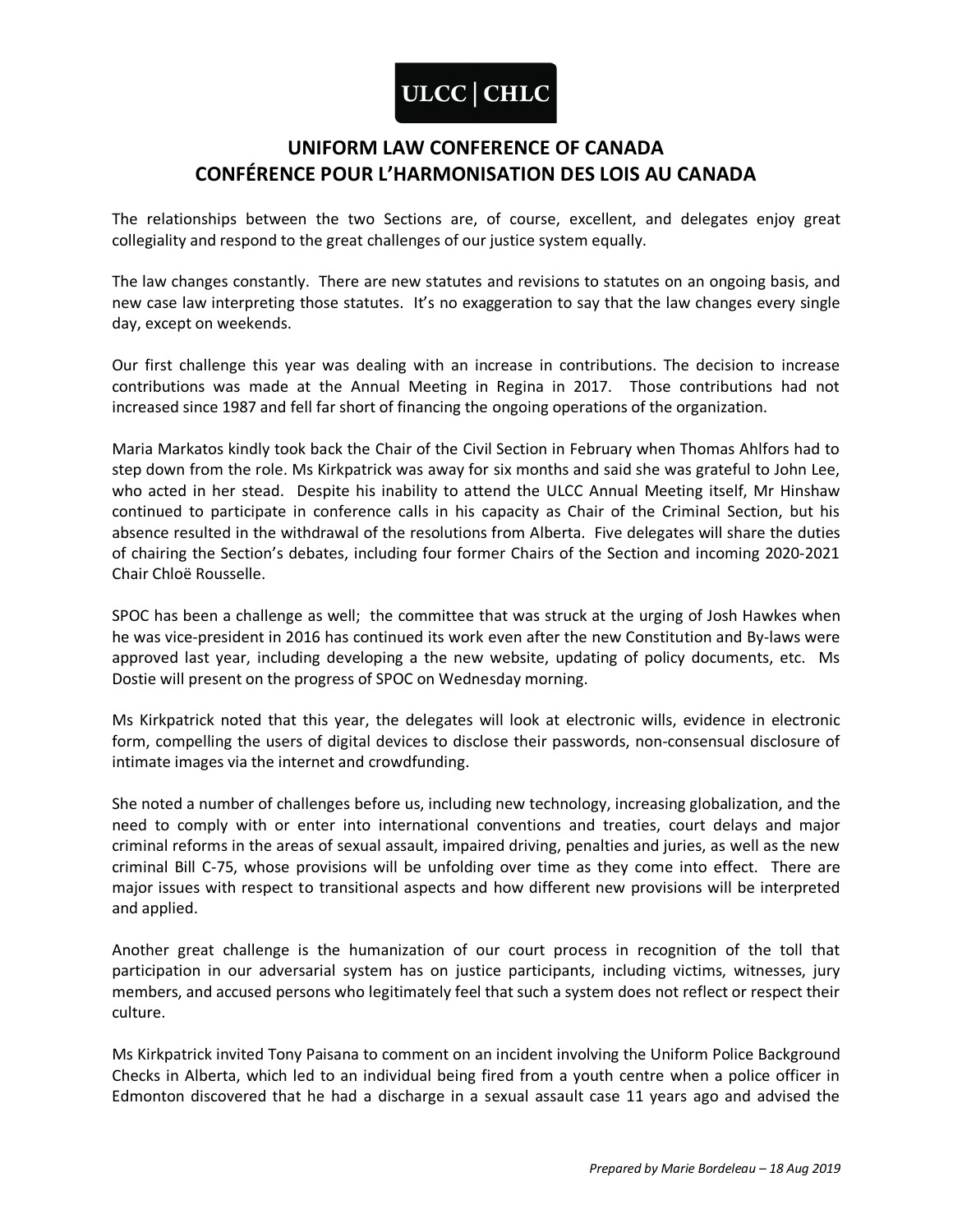The relationships between the two Sections are, of course, excellent, and delegates enjoy great collegiality and respond to the great challenges of our justice system equally.

The law changes constantly. There are new statutes and revisions to statutes on an ongoing basis, and new case law interpreting those statutes. It's no exaggeration to say that the law changes every single day, except on weekends.

Our first challenge this year was dealing with an increase in contributions. The decision to increase contributions was made at the Annual Meeting in Regina in 2017. Those contributions had not increased since 1987 and fell far short of financing the ongoing operations of the organization.

Maria Markatos kindly took back the Chair of the Civil Section in February when Thomas Ahlfors had to step down from the role. Ms Kirkpatrick was away for six months and said she was grateful to John Lee, who acted in her stead. Despite his inability to attend the ULCC Annual Meeting itself, Mr Hinshaw continued to participate in conference calls in his capacity as Chair of the Criminal Section, but his absence resulted in the withdrawal of the resolutions from Alberta. Five delegates will share the duties of chairing the Section's debates, including four former Chairs of the Section and incoming 2020-2021 Chair Chloë Rousselle.

SPOC has been a challenge as well; the committee that was struck at the urging of Josh Hawkes when he was vice-president in 2016 has continued its work even after the new Constitution and By-laws were approved last year, including developing a the new website, updating of policy documents, etc. Ms Dostie will present on the progress of SPOC on Wednesday morning.

Ms Kirkpatrick noted that this year, the delegates will look at electronic wills, evidence in electronic form, compelling the users of digital devices to disclose their passwords, non-consensual disclosure of intimate images via the internet and crowdfunding.

She noted a number of challenges before us, including new technology, increasing globalization, and the need to comply with or enter into international conventions and treaties, court delays and major criminal reforms in the areas of sexual assault, impaired driving, penalties and juries, as well as the new criminal Bill C-75, whose provisions will be unfolding over time as they come into effect. There are major issues with respect to transitional aspects and how different new provisions will be interpreted and applied.

Another great challenge is the humanization of our court process in recognition of the toll that participation in our adversarial system has on justice participants, including victims, witnesses, jury members, and accused persons who legitimately feel that such a system does not reflect or respect their culture.

Ms Kirkpatrick invited Tony Paisana to comment on an incident involving the Uniform Police Background Checks in Alberta, which led to an individual being fired from a youth centre when a police officer in Edmonton discovered that he had a discharge in a sexual assault case 11 years ago and advised the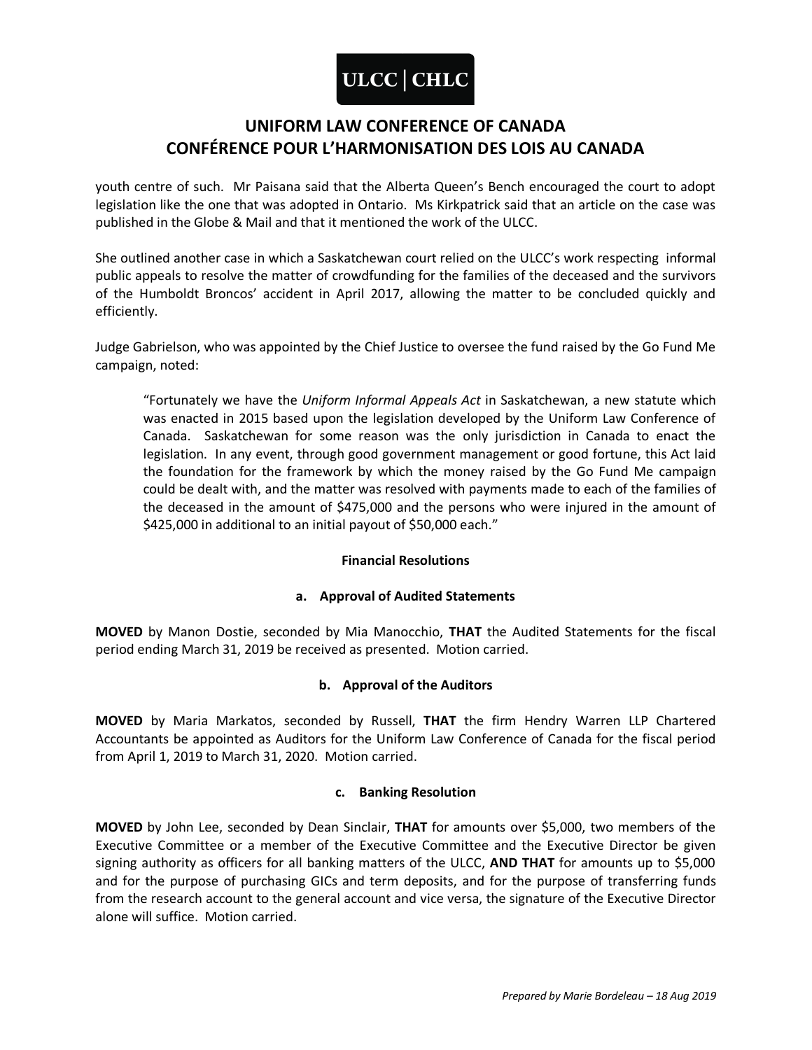youth centre of such. Mr Paisana said that the Alberta Queen's Bench encouraged the court to adopt legislation like the one that was adopted in Ontario. Ms Kirkpatrick said that an article on the case was published in the Globe & Mail and that it mentioned the work of the ULCC.

She outlined another case in which a Saskatchewan court relied on the ULCC's work respecting informal public appeals to resolve the matter of crowdfunding for the families of the deceased and the survivors of the Humboldt Broncos' accident in April 2017, allowing the matter to be concluded quickly and efficiently.

Judge Gabrielson, who was appointed by the Chief Justice to oversee the fund raised by the Go Fund Me campaign, noted:

> "Fortunately we have the *Uniform Informal Appeals Act* in Saskatchewan, a new statute which was enacted in 2015 based upon the legislation developed by the Uniform Law Conference of Canada. Saskatchewan for some reason was the only jurisdiction in Canada to enact the legislation. In any event, through good government management or good fortune, this Act laid the foundation for the framework by which the money raised by the Go Fund Me campaign could be dealt with, and the matter was resolved with payments made to each of the families of the deceased in the amount of $475,000 and the persons who were injured in the amount of $425,000 in additional to an initial payout of $50,000 each."

**Financial Resolutions**

**a. Approval of Audited Statements**

**MOVED** by Manon Dostie, seconded by Mia Manocchio, **THAT** the Audited Statements for the fiscal period ending March 31, 2019 be received as presented. Motion carried.

**b. Approval of the Auditors**

**MOVED** by Maria Markatos, seconded by Russell, **THAT** the firm Hendry Warren LLP Chartered Accountants be appointed as Auditors for the Uniform Law Conference of Canada for the fiscal period from April 1, 2019 to March 31, 2020. Motion carried.

**c. Banking Resolution**

**MOVED** by John Lee, seconded by Dean Sinclair, **THAT** for amounts over $5,000, two members of the Executive Committee or a member of the Executive Committee and the Executive Director be given signing authority as officers for all banking matters of the ULCC, **AND THAT** for amounts up to $5,000 and for the purpose of purchasing GICs and term deposits, and for the purpose of transferring funds from the research account to the general account and vice versa, the signature of the Executive Director alone will suffice. Motion carried.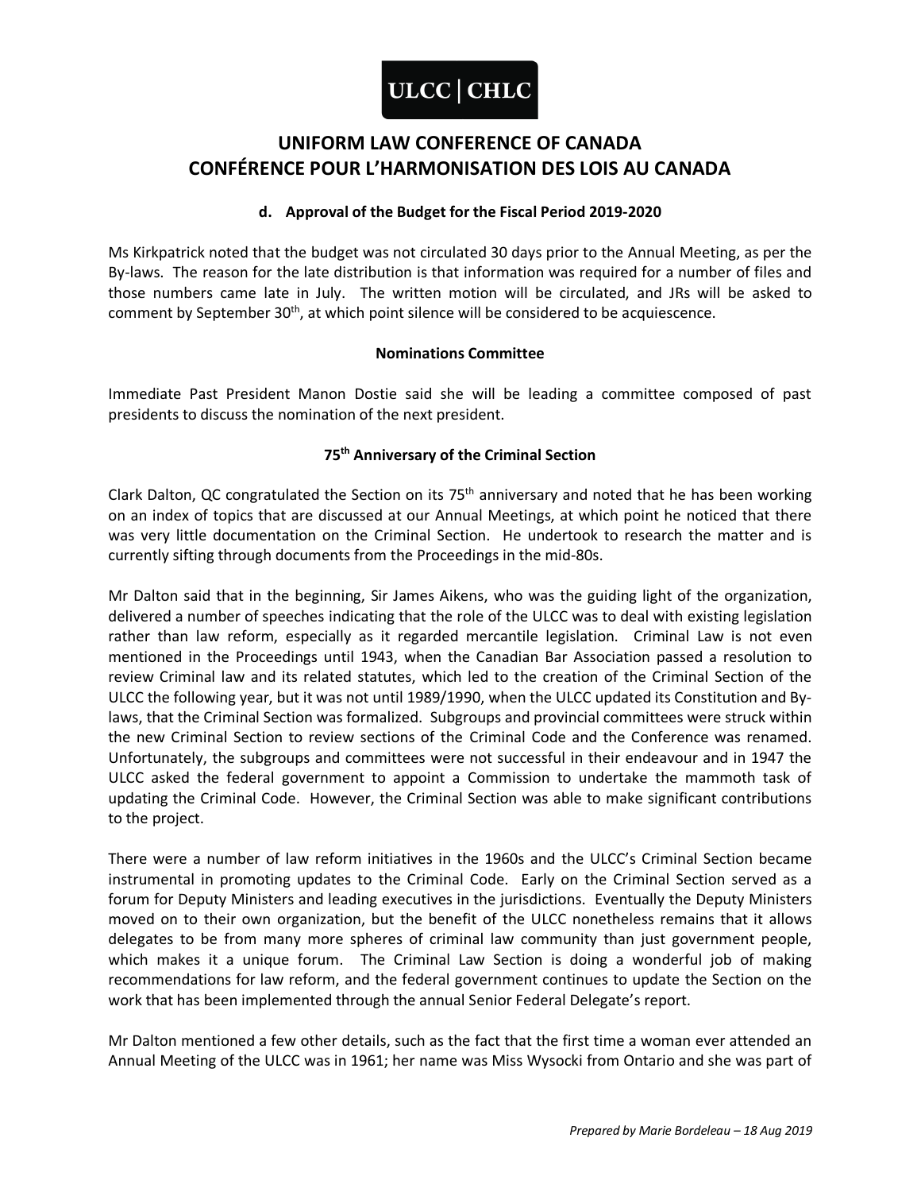**ULCC | CHLC**

# UNIFORM LAW CONFERENCE OF CANADA
# CONFÉRENCE POUR L'HARMONISATION DES LOIS AU CANADA

### d. Approval of the Budget for the Fiscal Period 2019-2020

Ms Kirkpatrick noted that the budget was not circulated 30 days prior to the Annual Meeting, as per the By-laws. The reason for the late distribution is that information was required for a number of files and those numbers came late in July. The written motion will be circulated, and JRs will be asked to comment by September 30th, at which point silence will be considered to be acquiescence.

### Nominations Committee

Immediate Past President Manon Dostie said she will be leading a committee composed of past presidents to discuss the nomination of the next president.

### 75th Anniversary of the Criminal Section

Clark Dalton, QC congratulated the Section on its 75th anniversary and noted that he has been working on an index of topics that are discussed at our Annual Meetings, at which point he noticed that there was very little documentation on the Criminal Section. He undertook to research the matter and is currently sifting through documents from the Proceedings in the mid-80s.

Mr Dalton said that in the beginning, Sir James Aikens, who was the guiding light of the organization, delivered a number of speeches indicating that the role of the ULCC was to deal with existing legislation rather than law reform, especially as it regarded mercantile legislation. Criminal Law is not even mentioned in the Proceedings until 1943, when the Canadian Bar Association passed a resolution to review Criminal law and its related statutes, which led to the creation of the Criminal Section of the ULCC the following year, but it was not until 1989/1990, when the ULCC updated its Constitution and By-laws, that the Criminal Section was formalized. Subgroups and provincial committees were struck within the new Criminal Section to review sections of the Criminal Code and the Conference was renamed. Unfortunately, the subgroups and committees were not successful in their endeavour and in 1947 the ULCC asked the federal government to appoint a Commission to undertake the mammoth task of updating the Criminal Code. However, the Criminal Section was able to make significant contributions to the project.

There were a number of law reform initiatives in the 1960s and the ULCC's Criminal Section became instrumental in promoting updates to the Criminal Code. Early on the Criminal Section served as a forum for Deputy Ministers and leading executives in the jurisdictions. Eventually the Deputy Ministers moved on to their own organization, but the benefit of the ULCC nonetheless remains that it allows delegates to be from many more spheres of criminal law community than just government people, which makes it a unique forum. The Criminal Law Section is doing a wonderful job of making recommendations for law reform, and the federal government continues to update the Section on the work that has been implemented through the annual Senior Federal Delegate's report.

Mr Dalton mentioned a few other details, such as the fact that the first time a woman ever attended an Annual Meeting of the ULCC was in 1961; her name was Miss Wysocki from Ontario and she was part of

*Prepared by Marie Bordeleau – 18 Aug 2019*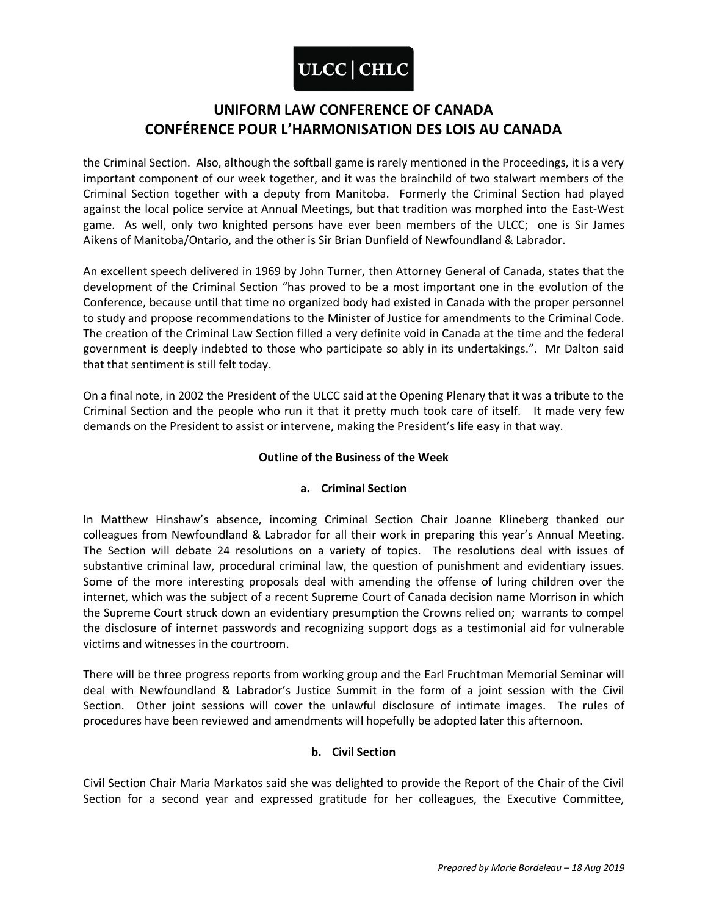the Criminal Section. Also, although the softball game is rarely mentioned in the Proceedings, it is a very important component of our week together, and it was the brainchild of two stalwart members of the Criminal Section together with a deputy from Manitoba. Formerly the Criminal Section had played against the local police service at Annual Meetings, but that tradition was morphed into the East-West game. As well, only two knighted persons have ever been members of the ULCC; one is Sir James Aikens of Manitoba/Ontario, and the other is Sir Brian Dunfield of Newfoundland & Labrador.

An excellent speech delivered in 1969 by John Turner, then Attorney General of Canada, states that the development of the Criminal Section "has proved to be a most important one in the evolution of the Conference, because until that time no organized body had existed in Canada with the proper personnel to study and propose recommendations to the Minister of Justice for amendments to the Criminal Code. The creation of the Criminal Law Section filled a very definite void in Canada at the time and the federal government is deeply indebted to those who participate so ably in its undertakings.". Mr Dalton said that that sentiment is still felt today.

On a final note, in 2002 the President of the ULCC said at the Opening Plenary that it was a tribute to the Criminal Section and the people who run it that it pretty much took care of itself. It made very few demands on the President to assist or intervene, making the President's life easy in that way.

**Outline of the Business of the Week**

**a. Criminal Section**

In Matthew Hinshaw's absence, incoming Criminal Section Chair Joanne Klineberg thanked our colleagues from Newfoundland & Labrador for all their work in preparing this year's Annual Meeting. The Section will debate 24 resolutions on a variety of topics. The resolutions deal with issues of substantive criminal law, procedural criminal law, the question of punishment and evidentiary issues. Some of the more interesting proposals deal with amending the offense of luring children over the internet, which was the subject of a recent Supreme Court of Canada decision name Morrison in which the Supreme Court struck down an evidentiary presumption the Crowns relied on; warrants to compel the disclosure of internet passwords and recognizing support dogs as a testimonial aid for vulnerable victims and witnesses in the courtroom.

There will be three progress reports from working group and the Earl Fruchtman Memorial Seminar will deal with Newfoundland & Labrador's Justice Summit in the form of a joint session with the Civil Section. Other joint sessions will cover the unlawful disclosure of intimate images. The rules of procedures have been reviewed and amendments will hopefully be adopted later this afternoon.

**b. Civil Section**

Civil Section Chair Maria Markatos said she was delighted to provide the Report of the Chair of the Civil Section for a second year and expressed gratitude for her colleagues, the Executive Committee,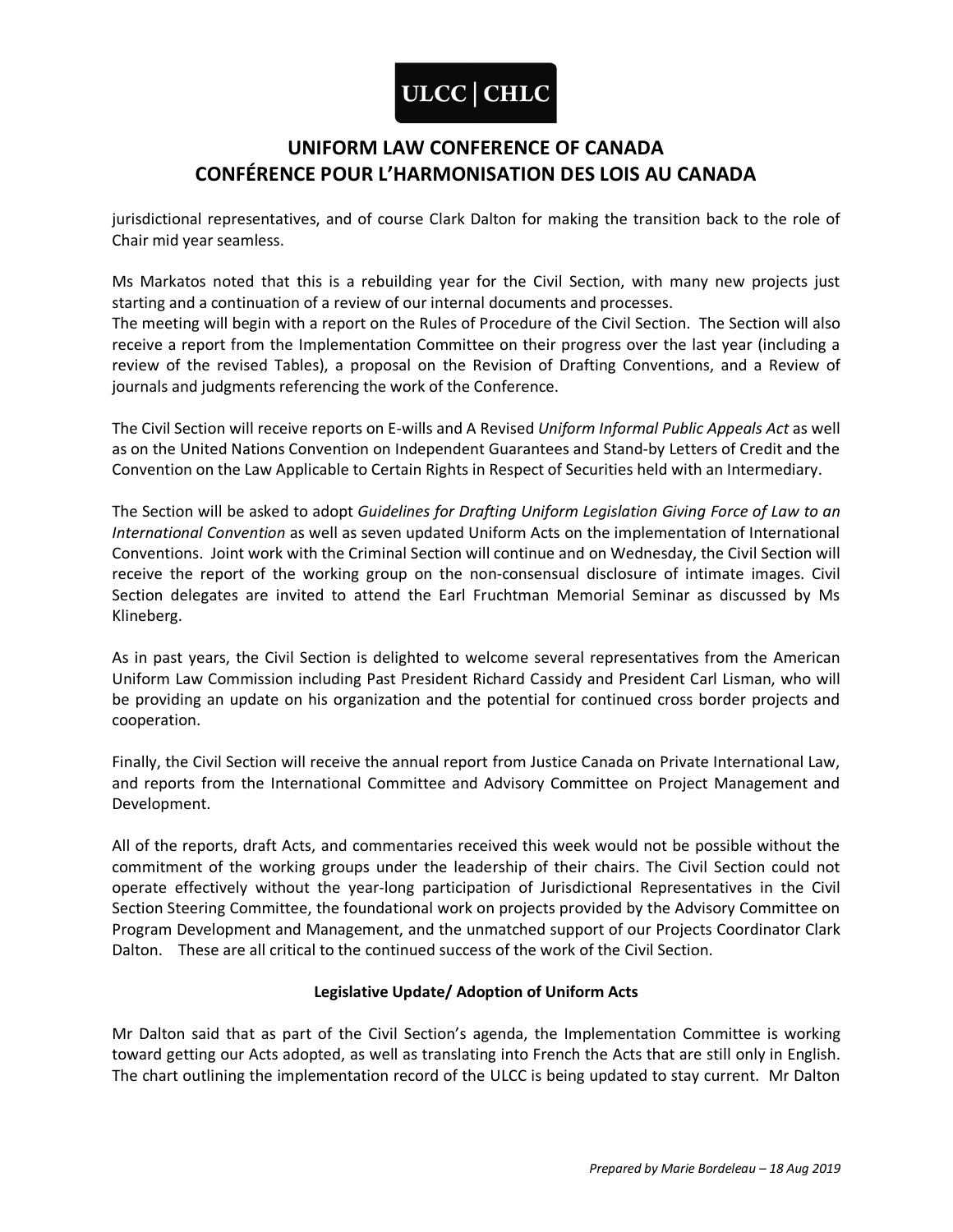jurisdictional representatives, and of course Clark Dalton for making the transition back to the role of Chair mid year seamless.

Ms Markatos noted that this is a rebuilding year for the Civil Section, with many new projects just starting and a continuation of a review of our internal documents and processes.
The meeting will begin with a report on the Rules of Procedure of the Civil Section. The Section will also receive a report from the Implementation Committee on their progress over the last year (including a review of the revised Tables), a proposal on the Revision of Drafting Conventions, and a Review of journals and judgments referencing the work of the Conference.

The Civil Section will receive reports on E-wills and A Revised *Uniform Informal Public Appeals Act* as well as on the United Nations Convention on Independent Guarantees and Stand-by Letters of Credit and the Convention on the Law Applicable to Certain Rights in Respect of Securities held with an Intermediary.

The Section will be asked to adopt *Guidelines for Drafting Uniform Legislation Giving Force of Law to an International Convention* as well as seven updated Uniform Acts on the implementation of International Conventions. Joint work with the Criminal Section will continue and on Wednesday, the Civil Section will receive the report of the working group on the non-consensual disclosure of intimate images. Civil Section delegates are invited to attend the Earl Fruchtman Memorial Seminar as discussed by Ms Klineberg.

As in past years, the Civil Section is delighted to welcome several representatives from the American Uniform Law Commission including Past President Richard Cassidy and President Carl Lisman, who will be providing an update on his organization and the potential for continued cross border projects and cooperation.

Finally, the Civil Section will receive the annual report from Justice Canada on Private International Law, and reports from the International Committee and Advisory Committee on Project Management and Development.

All of the reports, draft Acts, and commentaries received this week would not be possible without the commitment of the working groups under the leadership of their chairs. The Civil Section could not operate effectively without the year-long participation of Jurisdictional Representatives in the Civil Section Steering Committee, the foundational work on projects provided by the Advisory Committee on Program Development and Management, and the unmatched support of our Projects Coordinator Clark Dalton. These are all critical to the continued success of the work of the Civil Section.

**Legislative Update/ Adoption of Uniform Acts**

Mr Dalton said that as part of the Civil Section's agenda, the Implementation Committee is working toward getting our Acts adopted, as well as translating into French the Acts that are still only in English. The chart outlining the implementation record of the ULCC is being updated to stay current. Mr Dalton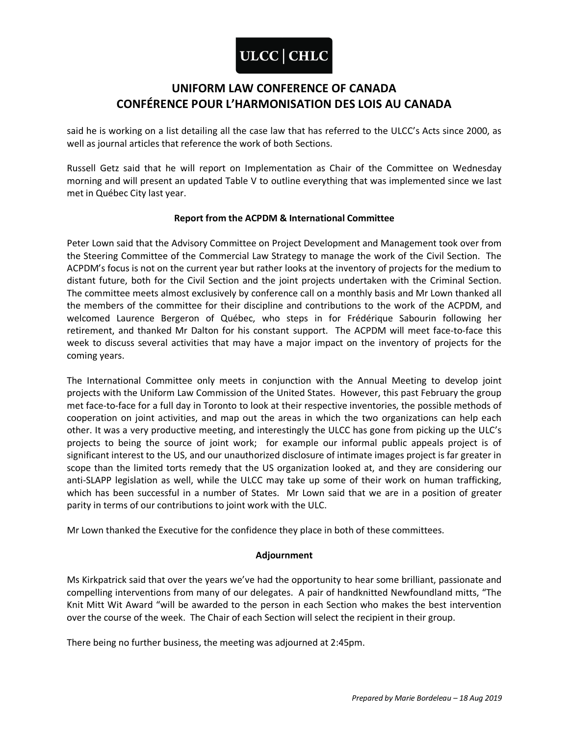said he is working on a list detailing all the case law that has referred to the ULCC's Acts since 2000, as well as journal articles that reference the work of both Sections.

Russell Getz said that he will report on Implementation as Chair of the Committee on Wednesday morning and will present an updated Table V to outline everything that was implemented since we last met in Québec City last year.

**Report from the ACPDM & International Committee**

Peter Lown said that the Advisory Committee on Project Development and Management took over from the Steering Committee of the Commercial Law Strategy to manage the work of the Civil Section. The ACPDM's focus is not on the current year but rather looks at the inventory of projects for the medium to distant future, both for the Civil Section and the joint projects undertaken with the Criminal Section. The committee meets almost exclusively by conference call on a monthly basis and Mr Lown thanked all the members of the committee for their discipline and contributions to the work of the ACPDM, and welcomed Laurence Bergeron of Québec, who steps in for Frédérique Sabourin following her retirement, and thanked Mr Dalton for his constant support. The ACPDM will meet face-to-face this week to discuss several activities that may have a major impact on the inventory of projects for the coming years.

The International Committee only meets in conjunction with the Annual Meeting to develop joint projects with the Uniform Law Commission of the United States. However, this past February the group met face-to-face for a full day in Toronto to look at their respective inventories, the possible methods of cooperation on joint activities, and map out the areas in which the two organizations can help each other. It was a very productive meeting, and interestingly the ULCC has gone from picking up the ULC's projects to being the source of joint work; for example our informal public appeals project is of significant interest to the US, and our unauthorized disclosure of intimate images project is far greater in scope than the limited torts remedy that the US organization looked at, and they are considering our anti-SLAPP legislation as well, while the ULCC may take up some of their work on human trafficking, which has been successful in a number of States. Mr Lown said that we are in a position of greater parity in terms of our contributions to joint work with the ULC.

Mr Lown thanked the Executive for the confidence they place in both of these committees.

**Adjournment**

Ms Kirkpatrick said that over the years we've had the opportunity to hear some brilliant, passionate and compelling interventions from many of our delegates. A pair of handknitted Newfoundland mitts, "The Knit Mitt Wit Award "will be awarded to the person in each Section who makes the best intervention over the course of the week. The Chair of each Section will select the recipient in their group.

There being no further business, the meeting was adjourned at 2:45pm.

*Prepared by Marie Bordeleau – 18 Aug 2019*